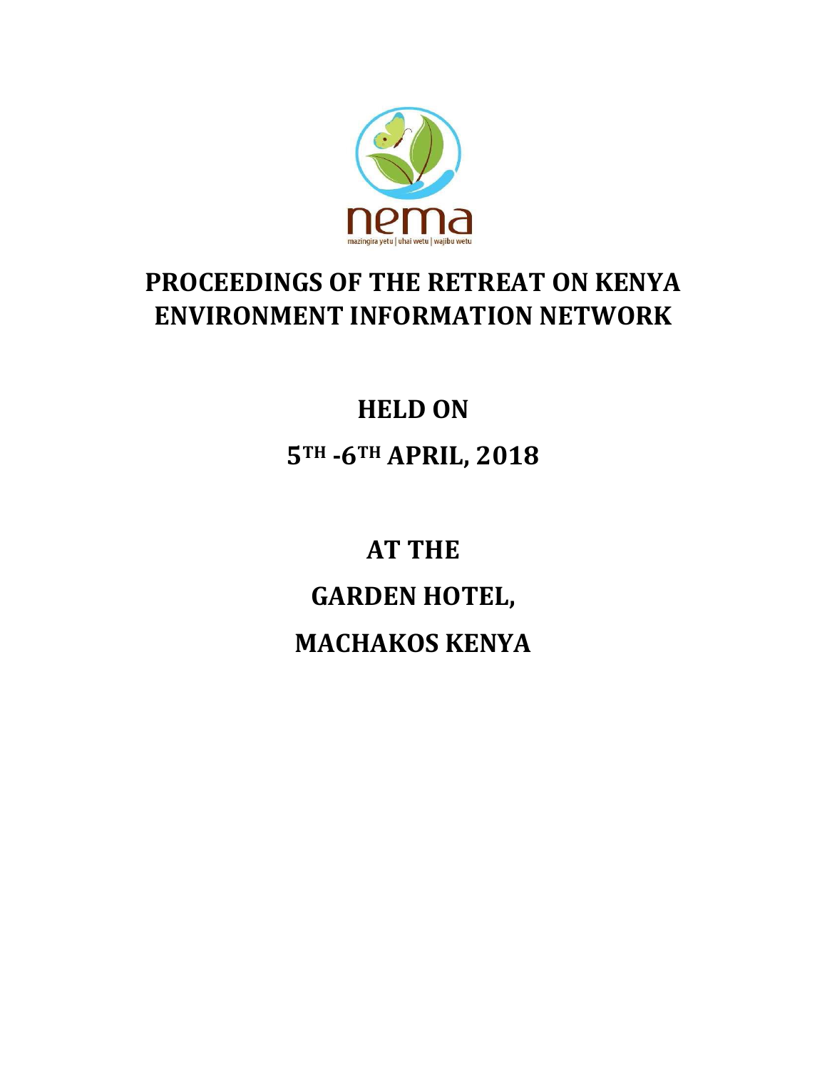nema

mazingira yetu | uhai wetu | wajibu wetu

# PROCEEDINGS OF THE RETREAT ON KENYA ENVIRONMENT INFORMATION NETWORK

## HELD ON

## 5TH -6TH APRIL, 2018

## AT THE

## GARDEN HOTEL,

## MACHAKOS KENYA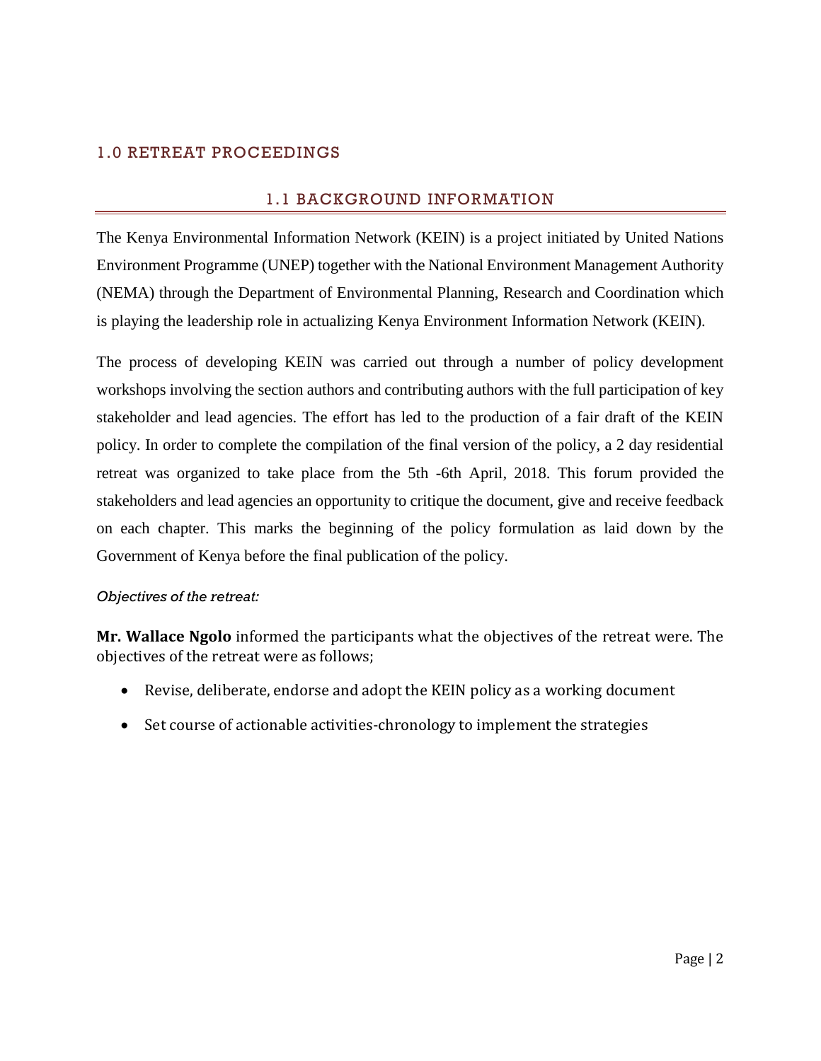# 1.0 RETREAT PROCEEDINGS

## 1.1 BACKGROUND INFORMATION

The Kenya Environmental Information Network (KEIN) is a project initiated by United Nations Environment Programme (UNEP) together with the National Environment Management Authority (NEMA) through the Department of Environmental Planning, Research and Coordination which is playing the leadership role in actualizing Kenya Environment Information Network (KEIN).

The process of developing KEIN was carried out through a number of policy development workshops involving the section authors and contributing authors with the full participation of key stakeholder and lead agencies. The effort has led to the production of a fair draft of the KEIN policy. In order to complete the compilation of the final version of the policy, a 2 day residential retreat was organized to take place from the 5th -6th April, 2018. This forum provided the stakeholders and lead agencies an opportunity to critique the document, give and receive feedback on each chapter. This marks the beginning of the policy formulation as laid down by the Government of Kenya before the final publication of the policy.

*Objectives of the retreat:*

**Mr. Wallace Ngolo** informed the participants what the objectives of the retreat were. The objectives of the retreat were as follows;

- Revise, deliberate, endorse and adopt the KEIN policy as a working document
- Set course of actionable activities-chronology to implement the strategies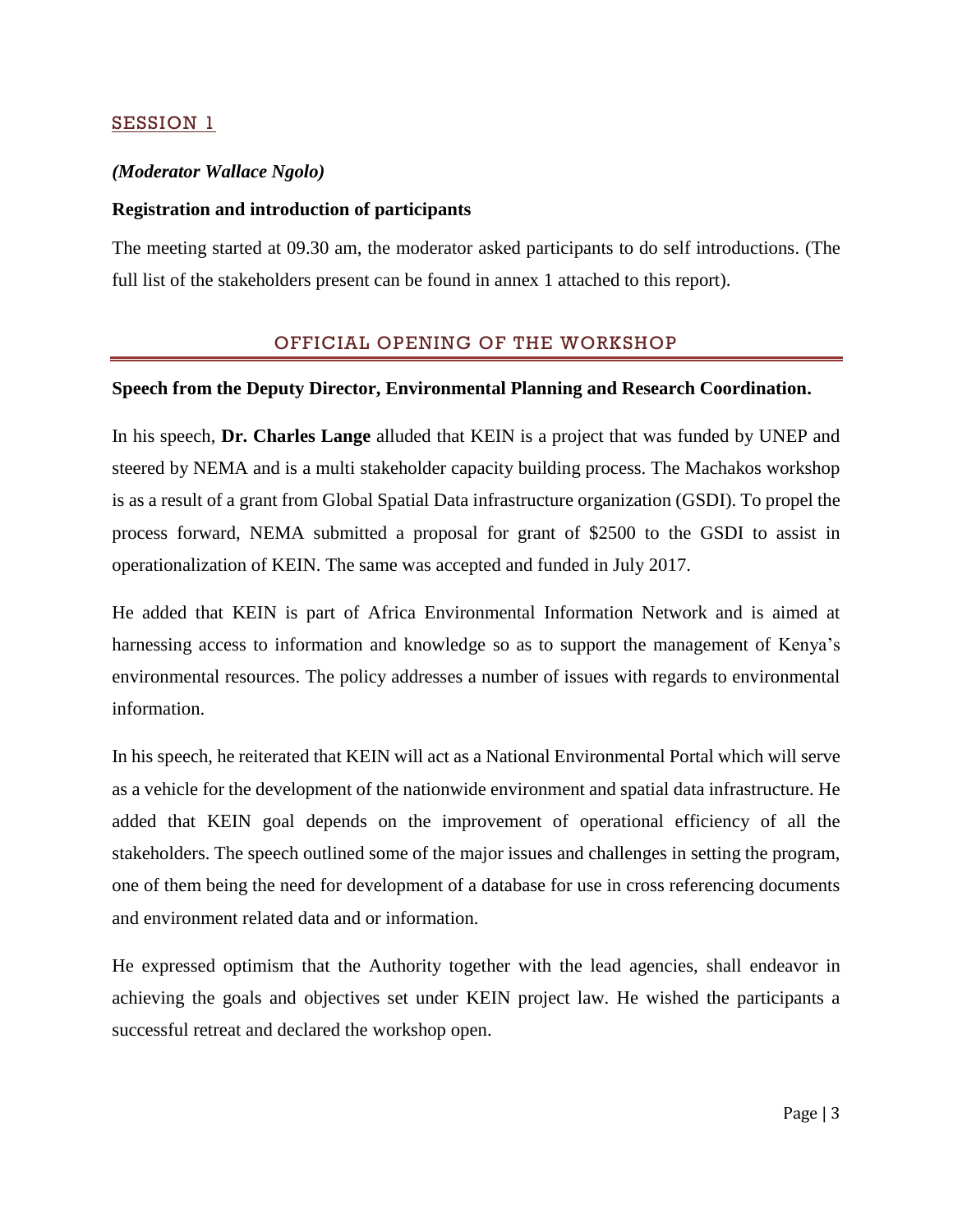## SESSION 1

***(Moderator Wallace Ngolo)***

**Registration and introduction of participants**

The meeting started at 09.30 am, the moderator asked participants to do self introductions. (The full list of the stakeholders present can be found in annex 1 attached to this report).

## OFFICIAL OPENING OF THE WORKSHOP

**Speech from the Deputy Director, Environmental Planning and Research Coordination.**

In his speech, **Dr. Charles Lange** alluded that KEIN is a project that was funded by UNEP and steered by NEMA and is a multi stakeholder capacity building process. The Machakos workshop is as a result of a grant from Global Spatial Data infrastructure organization (GSDI). To propel the process forward, NEMA submitted a proposal for grant of $2500 to the GSDI to assist in operationalization of KEIN. The same was accepted and funded in July 2017.

He added that KEIN is part of Africa Environmental Information Network and is aimed at harnessing access to information and knowledge so as to support the management of Kenya's environmental resources. The policy addresses a number of issues with regards to environmental information.

In his speech, he reiterated that KEIN will act as a National Environmental Portal which will serve as a vehicle for the development of the nationwide environment and spatial data infrastructure. He added that KEIN goal depends on the improvement of operational efficiency of all the stakeholders. The speech outlined some of the major issues and challenges in setting the program, one of them being the need for development of a database for use in cross referencing documents and environment related data and or information.

He expressed optimism that the Authority together with the lead agencies, shall endeavor in achieving the goals and objectives set under KEIN project law. He wished the participants a successful retreat and declared the workshop open.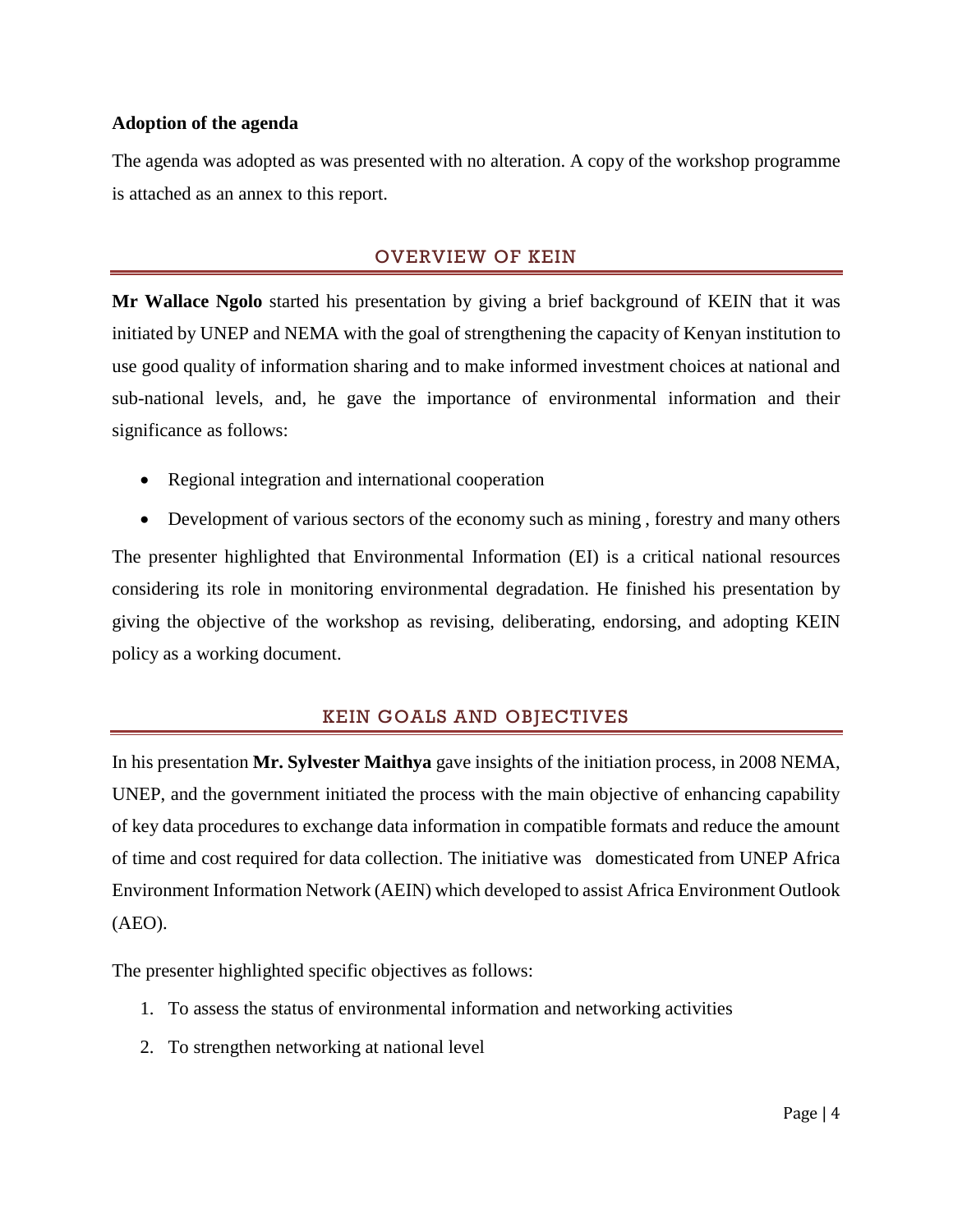**Adoption of the agenda**

The agenda was adopted as was presented with no alteration. A copy of the workshop programme is attached as an annex to this report.

## OVERVIEW OF KEIN

**Mr Wallace Ngolo** started his presentation by giving a brief background of KEIN that it was initiated by UNEP and NEMA with the goal of strengthening the capacity of Kenyan institution to use good quality of information sharing and to make informed investment choices at national and sub-national levels, and, he gave the importance of environmental information and their significance as follows:

- Regional integration and international cooperation
- Development of various sectors of the economy such as mining , forestry and many others

The presenter highlighted that Environmental Information (EI) is a critical national resources considering its role in monitoring environmental degradation. He finished his presentation by giving the objective of the workshop as revising, deliberating, endorsing, and adopting KEIN policy as a working document.

## KEIN GOALS AND OBJECTIVES

In his presentation **Mr. Sylvester Maithya** gave insights of the initiation process, in 2008 NEMA, UNEP, and the government initiated the process with the main objective of enhancing capability of key data procedures to exchange data information in compatible formats and reduce the amount of time and cost required for data collection. The initiative was domesticated from UNEP Africa Environment Information Network (AEIN) which developed to assist Africa Environment Outlook (AEO).

The presenter highlighted specific objectives as follows:

1. To assess the status of environmental information and networking activities
2. To strengthen networking at national level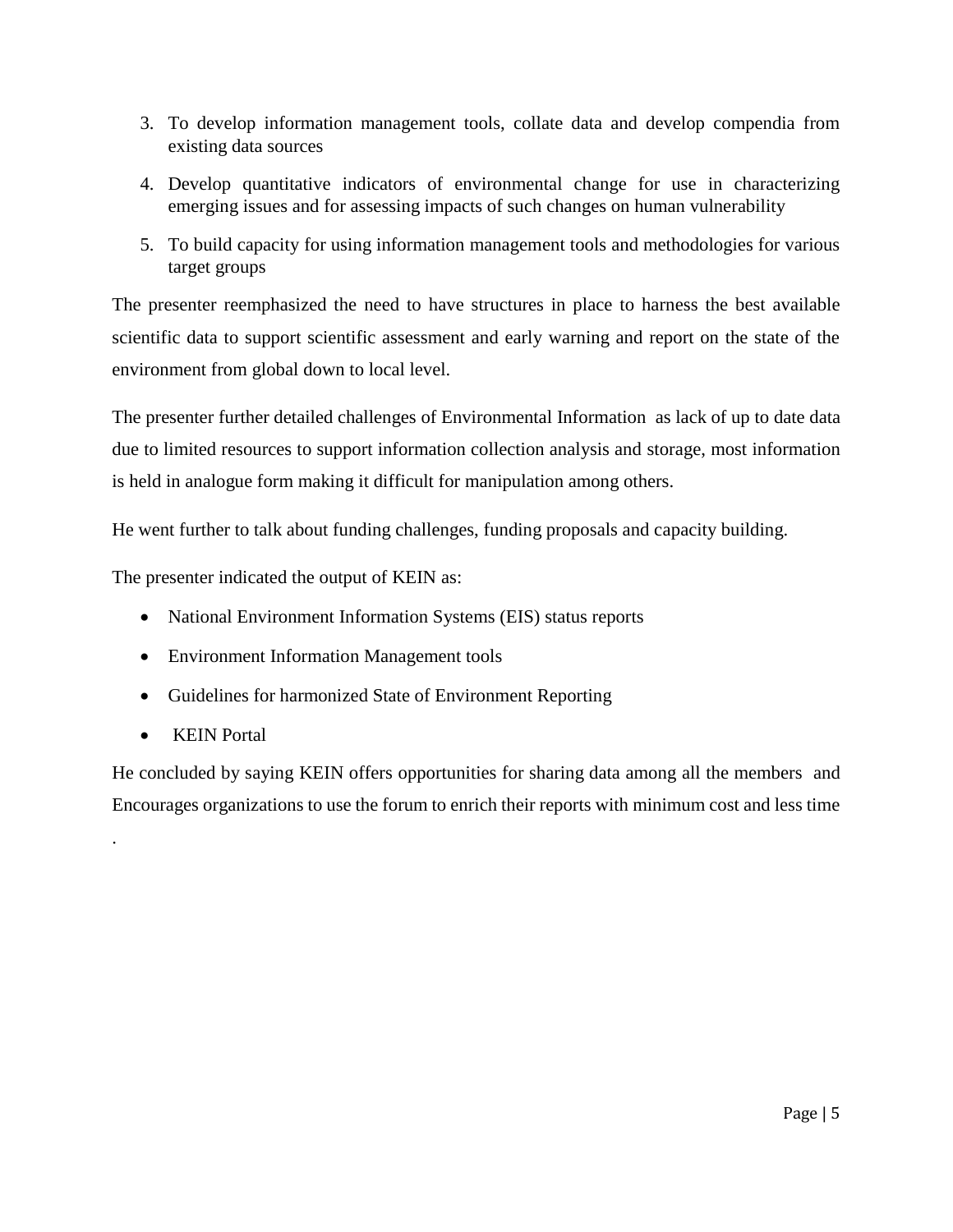3. To develop information management tools, collate data and develop compendia from existing data sources
4. Develop quantitative indicators of environmental change for use in characterizing emerging issues and for assessing impacts of such changes on human vulnerability
5. To build capacity for using information management tools and methodologies for various target groups

The presenter reemphasized the need to have structures in place to harness the best available scientific data to support scientific assessment and early warning and report on the state of the environment from global down to local level.

The presenter further detailed challenges of Environmental Information as lack of up to date data due to limited resources to support information collection analysis and storage, most information is held in analogue form making it difficult for manipulation among others.

He went further to talk about funding challenges, funding proposals and capacity building.

The presenter indicated the output of KEIN as:

- National Environment Information Systems (EIS) status reports
- Environment Information Management tools
- Guidelines for harmonized State of Environment Reporting
- KEIN Portal

He concluded by saying KEIN offers opportunities for sharing data among all the members and Encourages organizations to use the forum to enrich their reports with minimum cost and less time

.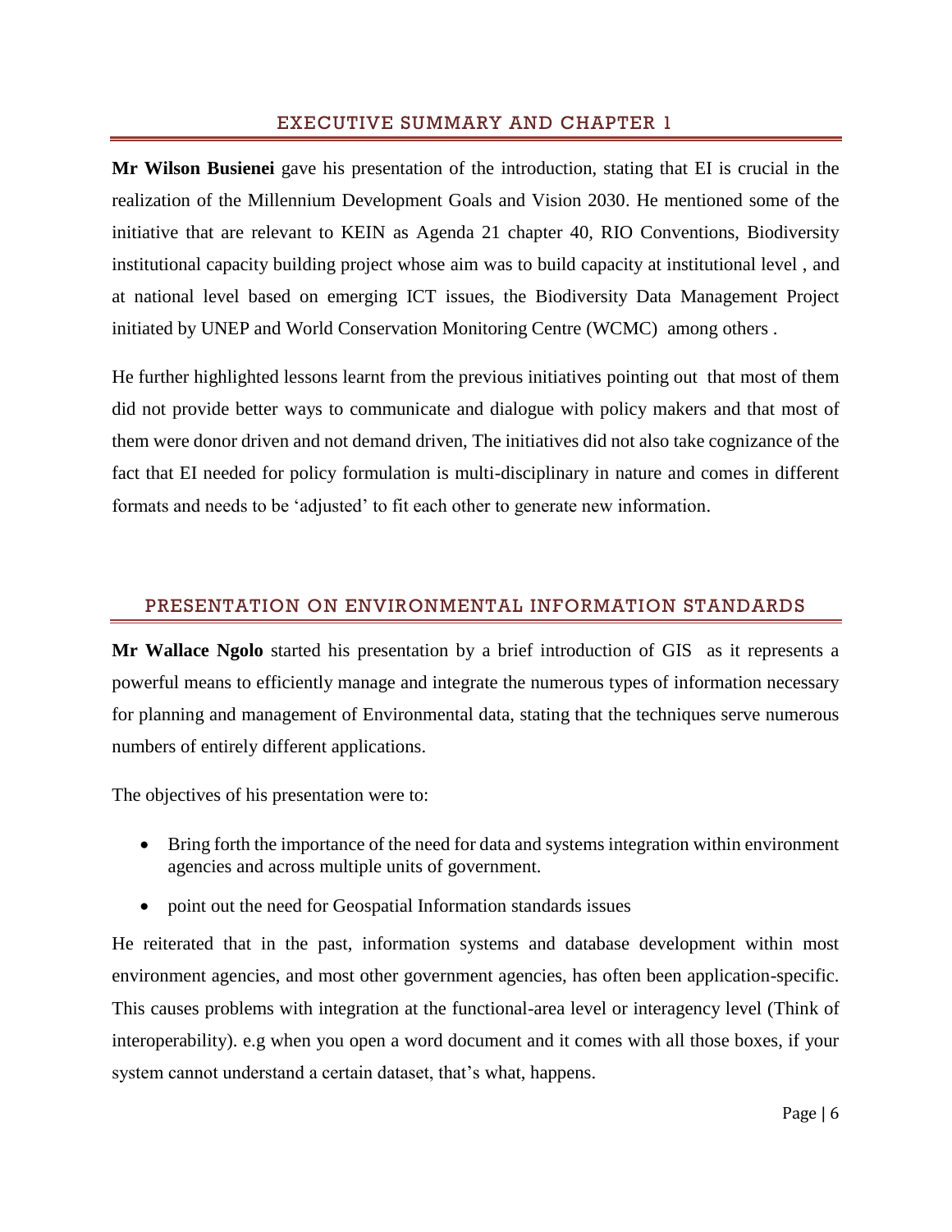## EXECUTIVE SUMMARY AND CHAPTER 1

**Mr Wilson Busienei** gave his presentation of the introduction, stating that EI is crucial in the realization of the Millennium Development Goals and Vision 2030. He mentioned some of the initiative that are relevant to KEIN as Agenda 21 chapter 40, RIO Conventions, Biodiversity institutional capacity building project whose aim was to build capacity at institutional level , and at national level based on emerging ICT issues, the Biodiversity Data Management Project initiated by UNEP and World Conservation Monitoring Centre (WCMC) among others .

He further highlighted lessons learnt from the previous initiatives pointing out that most of them did not provide better ways to communicate and dialogue with policy makers and that most of them were donor driven and not demand driven, The initiatives did not also take cognizance of the fact that EI needed for policy formulation is multi-disciplinary in nature and comes in different formats and needs to be 'adjusted' to fit each other to generate new information.

## PRESENTATION ON ENVIRONMENTAL INFORMATION STANDARDS

**Mr Wallace Ngolo** started his presentation by a brief introduction of GIS as it represents a powerful means to efficiently manage and integrate the numerous types of information necessary for planning and management of Environmental data, stating that the techniques serve numerous numbers of entirely different applications.

The objectives of his presentation were to:

- Bring forth the importance of the need for data and systems integration within environment agencies and across multiple units of government.
- point out the need for Geospatial Information standards issues

He reiterated that in the past, information systems and database development within most environment agencies, and most other government agencies, has often been application-specific. This causes problems with integration at the functional-area level or interagency level (Think of interoperability). e.g when you open a word document and it comes with all those boxes, if your system cannot understand a certain dataset, that's what, happens.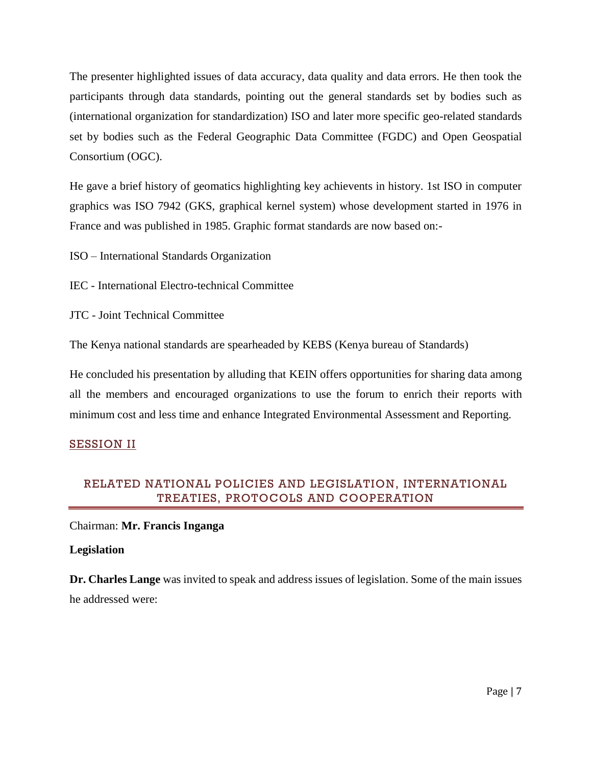The presenter highlighted issues of data accuracy, data quality and data errors. He then took the participants through data standards, pointing out the general standards set by bodies such as (international organization for standardization) ISO and later more specific geo-related standards set by bodies such as the Federal Geographic Data Committee (FGDC) and Open Geospatial Consortium (OGC).

He gave a brief history of geomatics highlighting key achievents in history. 1st ISO in computer graphics was ISO 7942 (GKS, graphical kernel system) whose development started in 1976 in France and was published in 1985. Graphic format standards are now based on:-

ISO – International Standards Organization

IEC - International Electro-technical Committee

JTC - Joint Technical Committee

The Kenya national standards are spearheaded by KEBS (Kenya bureau of Standards)

He concluded his presentation by alluding that KEIN offers opportunities for sharing data among all the members and encouraged organizations to use the forum to enrich their reports with minimum cost and less time and enhance Integrated Environmental Assessment and Reporting.

## SESSION II

## RELATED NATIONAL POLICIES AND LEGISLATION, INTERNATIONAL TREATIES, PROTOCOLS AND COOPERATION

Chairman: **Mr. Francis Inganga**

**Legislation**

**Dr. Charles Lange** was invited to speak and address issues of legislation. Some of the main issues he addressed were: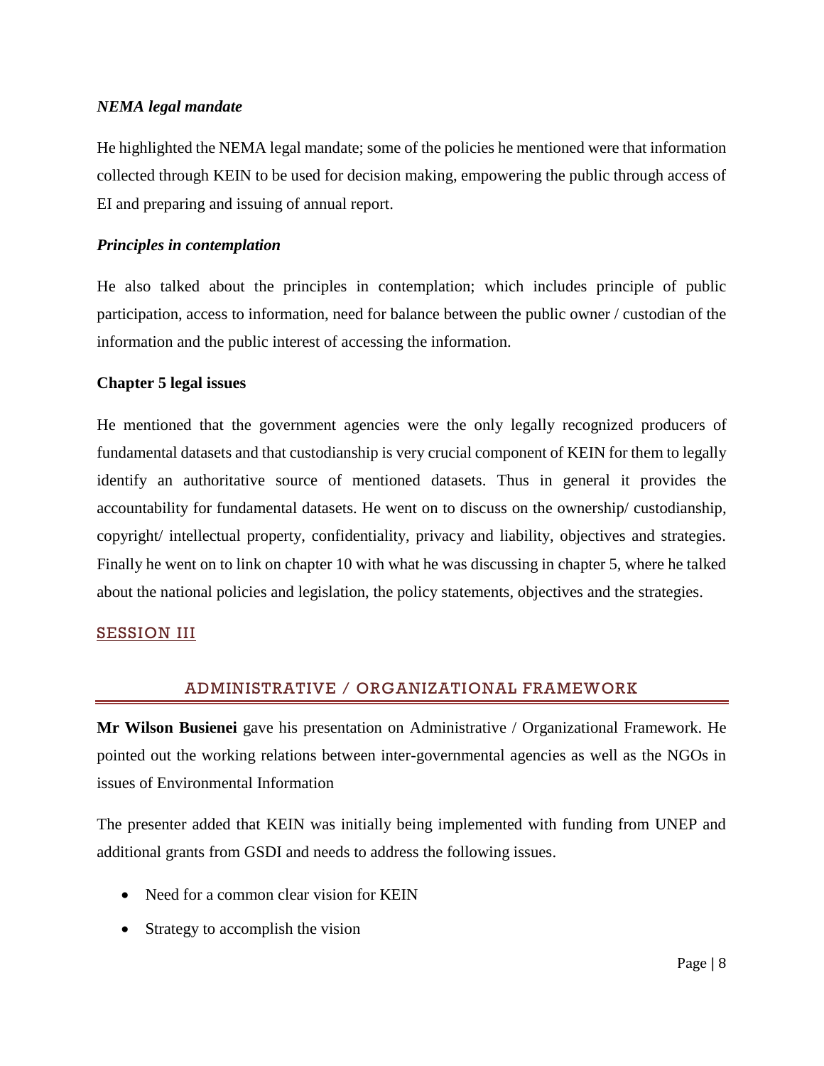### *NEMA legal mandate*

He highlighted the NEMA legal mandate; some of the policies he mentioned were that information collected through KEIN to be used for decision making, empowering the public through access of EI and preparing and issuing of annual report.

### *Principles in contemplation*

He also talked about the principles in contemplation; which includes principle of public participation, access to information, need for balance between the public owner / custodian of the information and the public interest of accessing the information.

### Chapter 5 legal issues

He mentioned that the government agencies were the only legally recognized producers of fundamental datasets and that custodianship is very crucial component of KEIN for them to legally identify an authoritative source of mentioned datasets. Thus in general it provides the accountability for fundamental datasets. He went on to discuss on the ownership/ custodianship, copyright/ intellectual property, confidentiality, privacy and liability, objectives and strategies. Finally he went on to link on chapter 10 with what he was discussing in chapter 5, where he talked about the national policies and legislation, the policy statements, objectives and the strategies.

## SESSION III

## ADMINISTRATIVE / ORGANIZATIONAL FRAMEWORK

**Mr Wilson Busienei** gave his presentation on Administrative / Organizational Framework. He pointed out the working relations between inter-governmental agencies as well as the NGOs in issues of Environmental Information

The presenter added that KEIN was initially being implemented with funding from UNEP and additional grants from GSDI and needs to address the following issues.

- Need for a common clear vision for KEIN
- Strategy to accomplish the vision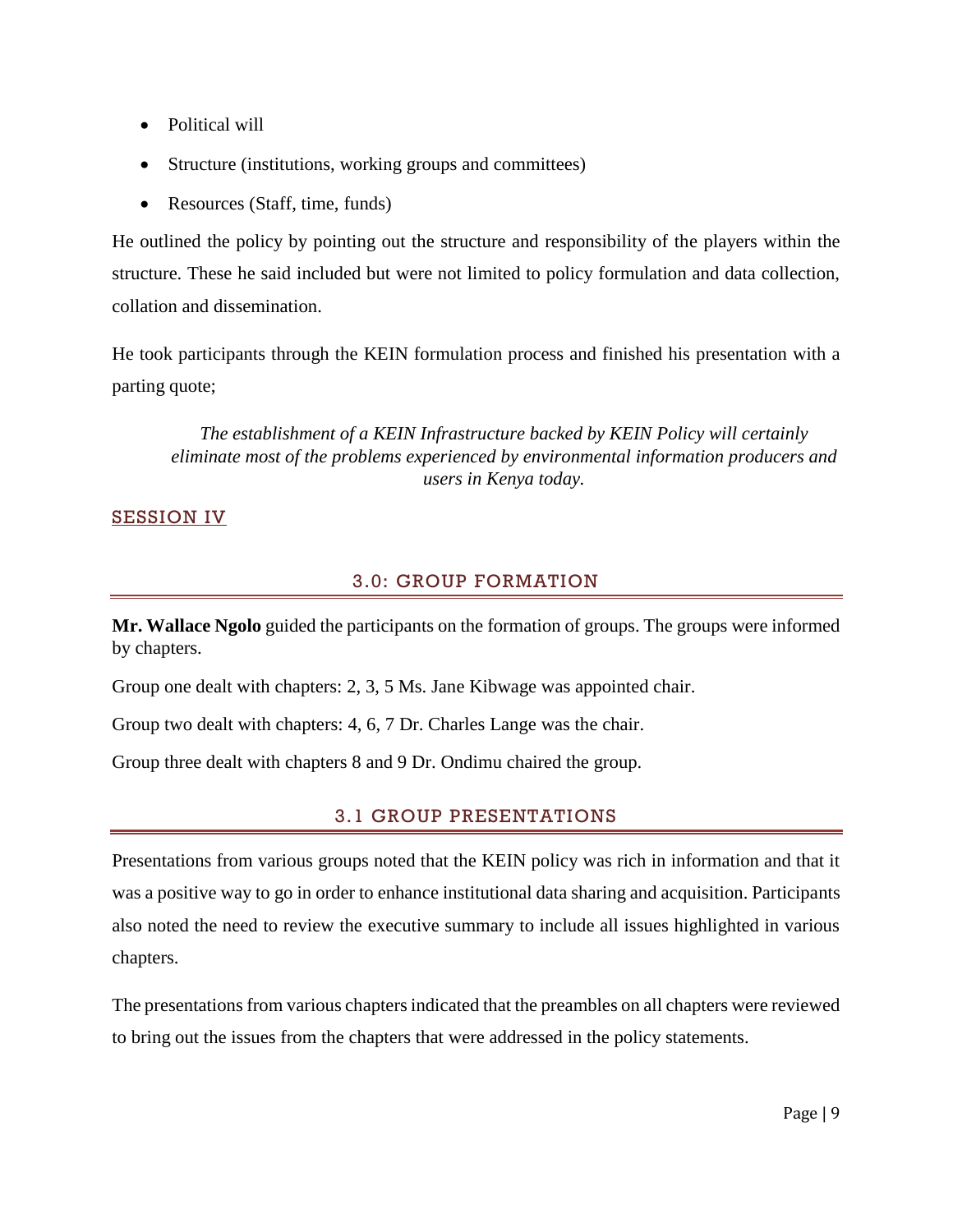- Political will
- Structure (institutions, working groups and committees)
- Resources (Staff, time, funds)

He outlined the policy by pointing out the structure and responsibility of the players within the structure. These he said included but were not limited to policy formulation and data collection, collation and dissemination.

He took participants through the KEIN formulation process and finished his presentation with a parting quote;

> *The establishment of a KEIN Infrastructure backed by KEIN Policy will certainly eliminate most of the problems experienced by environmental information producers and users in Kenya today.*

SESSION IV

## 3.0: GROUP FORMATION

**Mr. Wallace Ngolo** guided the participants on the formation of groups. The groups were informed by chapters.

Group one dealt with chapters: 2, 3, 5 Ms. Jane Kibwage was appointed chair.

Group two dealt with chapters: 4, 6, 7 Dr. Charles Lange was the chair.

Group three dealt with chapters 8 and 9 Dr. Ondimu chaired the group.

## 3.1 GROUP PRESENTATIONS

Presentations from various groups noted that the KEIN policy was rich in information and that it was a positive way to go in order to enhance institutional data sharing and acquisition. Participants also noted the need to review the executive summary to include all issues highlighted in various chapters.

The presentations from various chapters indicated that the preambles on all chapters were reviewed to bring out the issues from the chapters that were addressed in the policy statements.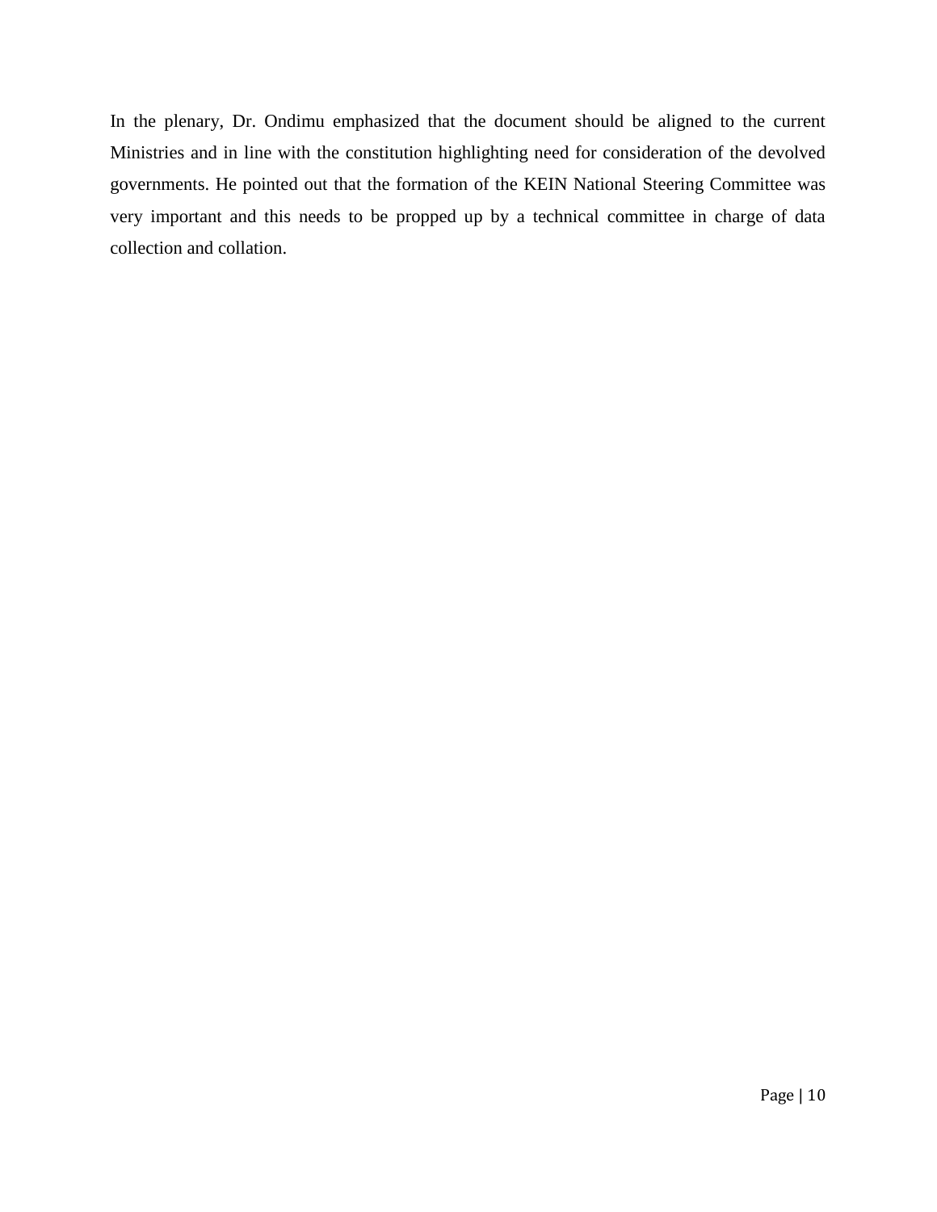In the plenary, Dr. Ondimu emphasized that the document should be aligned to the current Ministries and in line with the constitution highlighting need for consideration of the devolved governments. He pointed out that the formation of the KEIN National Steering Committee was very important and this needs to be propped up by a technical committee in charge of data collection and collation.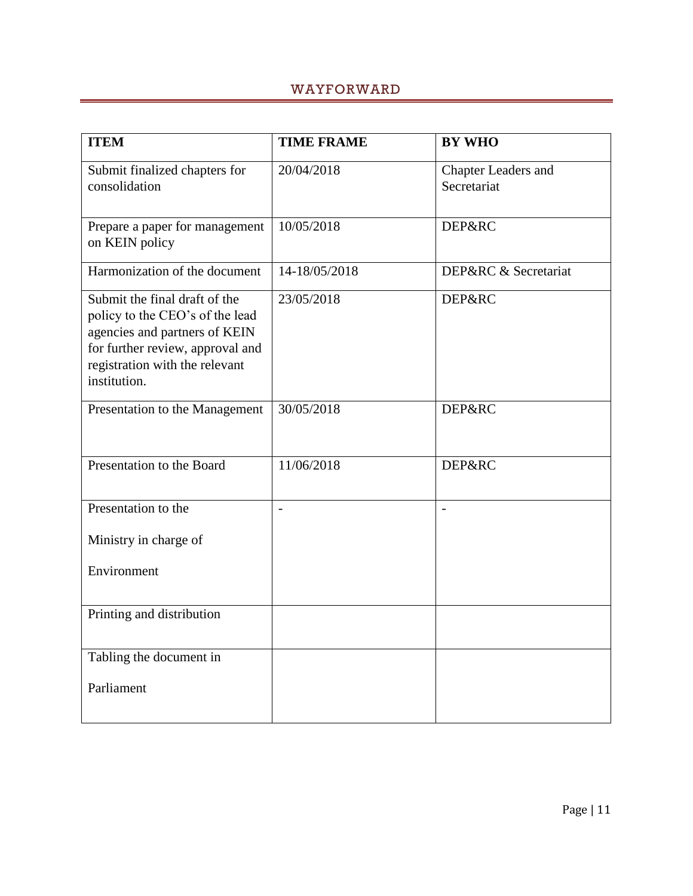## WAYFORWARD

| ITEM | TIME FRAME | BY WHO |
|---|---|---|
| Submit finalized chapters for consolidation | 20/04/2018 | Chapter Leaders and Secretariat |
| Prepare a paper for management on KEIN policy | 10/05/2018 | DEP&RC |
| Harmonization of the document | 14-18/05/2018 | DEP&RC & Secretariat |
| Submit the final draft of the policy to the CEO's of the lead agencies and partners of KEIN for further review, approval and registration with the relevant institution. | 23/05/2018 | DEP&RC |
| Presentation to the Management | 30/05/2018 | DEP&RC |
| Presentation to the Board | 11/06/2018 | DEP&RC |
| Presentation to the Ministry in charge of Environment | - | - |
| Printing and distribution | | |
| Tabling the document in Parliament | | |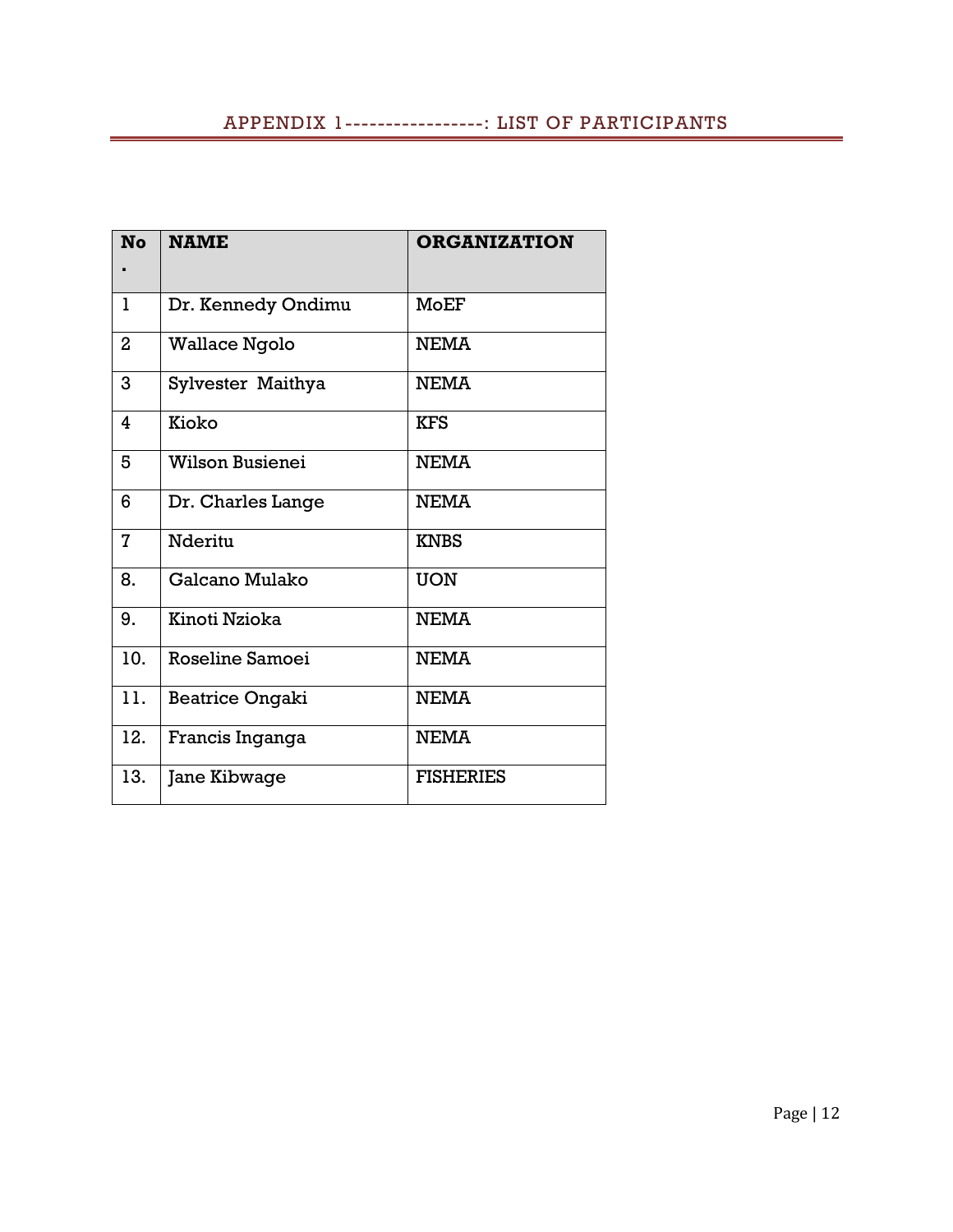## APPENDIX 1-----------------: LIST OF PARTICIPANTS

| No. | NAME | ORGANIZATION |
|---|---|---|
| 1 | Dr. Kennedy Ondimu | MoEF |
| 2 | Wallace Ngolo | NEMA |
| 3 | Sylvester Maithya | NEMA |
| 4 | Kioko | KFS |
| 5 | Wilson Busienei | NEMA |
| 6 | Dr. Charles Lange | NEMA |
| 7 | Nderitu | KNBS |
| 8. | Galcano Mulako | UON |
| 9. | Kinoti Nzioka | NEMA |
| 10. | Roseline Samoei | NEMA |
| 11. | Beatrice Ongaki | NEMA |
| 12. | Francis Inganga | NEMA |
| 13. | Jane Kibwage | FISHERIES |